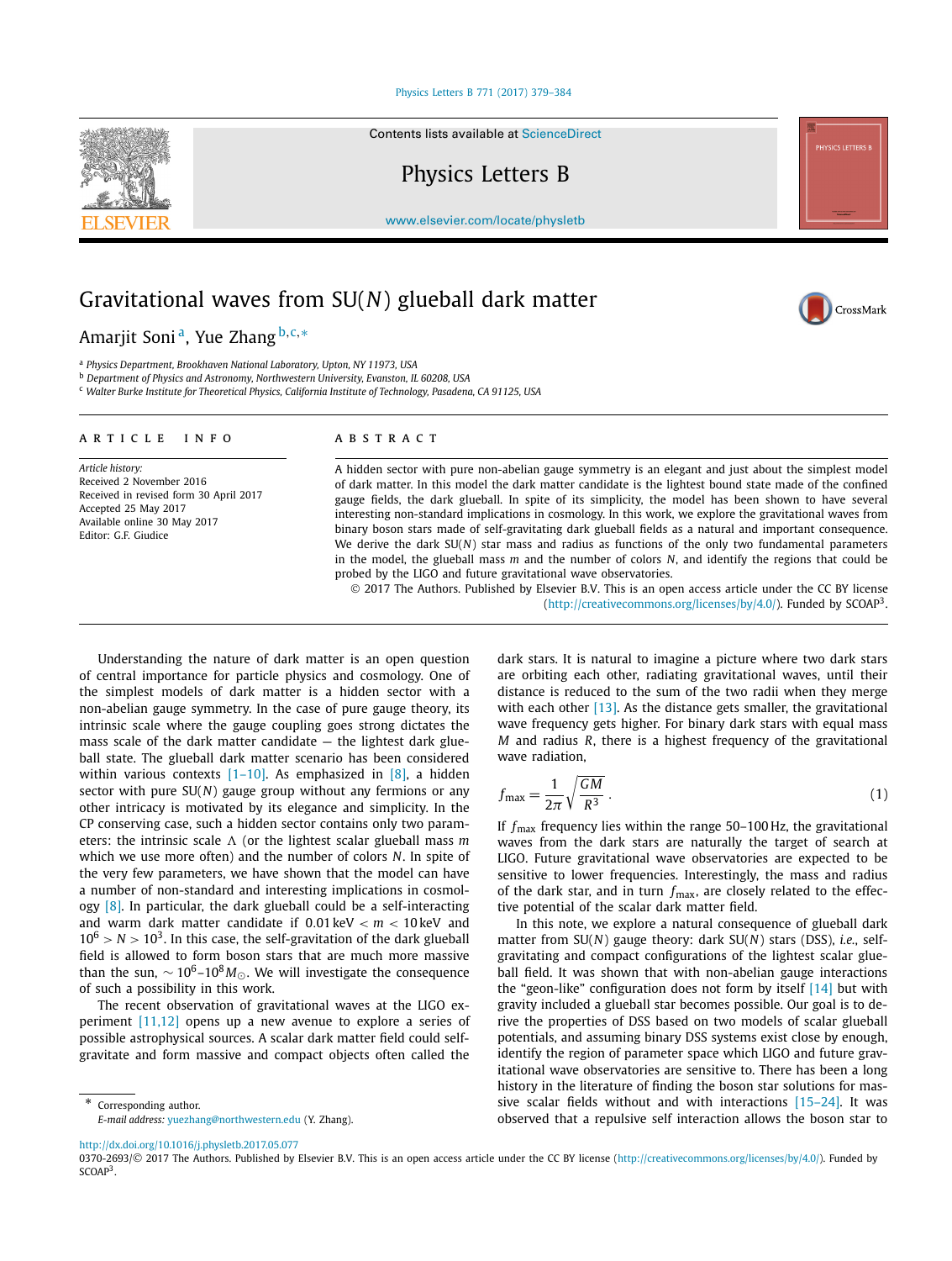# Gravitational waves from SU($N$) glueball dark matter

Amarjit Soni [a], Yue Zhang [b,c,*]

[a] Physics Department, Brookhaven National Laboratory, Upton, NY 11973, USA
[b] Department of Physics and Astronomy, Northwestern University, Evanston, IL 60208, USA
[c] Walter Burke Institute for Theoretical Physics, California Institute of Technology, Pasadena, CA 91125, USA

## ARTICLE INFO

*Article history:*
Received 2 November 2016
Received in revised form 30 April 2017
Accepted 25 May 2017
Available online 30 May 2017
Editor: G.F. Giudice

## ABSTRACT

A hidden sector with pure non-abelian gauge symmetry is an elegant and just about the simplest model of dark matter. In this model the dark matter candidate is the lightest bound state made of the confined gauge fields, the dark glueball. In spite of its simplicity, the model has been shown to have several interesting non-standard implications in cosmology. In this work, we explore the gravitational waves from binary boson stars made of self-gravitating dark glueball fields as a natural and important consequence. We derive the dark SU($N$) star mass and radius as functions of the only two fundamental parameters in the model, the glueball mass $m$ and the number of colors $N$, and identify the regions that could be probed by the LIGO and future gravitational wave observatories.

© 2017 The Authors. Published by Elsevier B.V. This is an open access article under the CC BY license (http://creativecommons.org/licenses/by/4.0/). Funded by SCOAP[3].

Understanding the nature of dark matter is an open question of central importance for particle physics and cosmology. One of the simplest models of dark matter is a hidden sector with a non-abelian gauge symmetry. In the case of pure gauge theory, its intrinsic scale where the gauge coupling goes strong dictates the mass scale of the dark matter candidate — the lightest dark glueball state. The glueball dark matter scenario has been considered within various contexts [1–10]. As emphasized in [8], a hidden sector with pure SU($N$) gauge group without any fermions or any other intricacy is motivated by its elegance and simplicity. In the CP conserving case, such a hidden sector contains only two parameters: the intrinsic scale $\Lambda$ (or the lightest scalar glueball mass $m$ which we use more often) and the number of colors $N$. In spite of the very few parameters, we have shown that the model can have a number of non-standard and interesting implications in cosmology [8]. In particular, the dark glueball could be a self-interacting and warm dark matter candidate if $0.01\,\text{keV} < m < 10\,\text{keV}$ and $10^6 > N > 10^3$. In this case, the self-gravitation of the dark glueball field is allowed to form boson stars that are much more massive than the sun, $\sim 10^6$–$10^8 M_\odot$. We will investigate the consequence of such a possibility in this work.

The recent observation of gravitational waves at the LIGO experiment [11,12] opens up a new avenue to explore a series of possible astrophysical sources. A scalar dark matter field could self-gravitate and form massive and compact objects often called the dark stars. It is natural to imagine a picture where two dark stars are orbiting each other, radiating gravitational waves, until their distance is reduced to the sum of the two radii when they merge with each other [13]. As the distance gets smaller, the gravitational wave frequency gets higher. For binary dark stars with equal mass $M$ and radius $R$, there is a highest frequency of the gravitational wave radiation,

$$f_{\max} = \frac{1}{2\pi}\sqrt{\frac{GM}{R^3}}\,. \tag{1}$$

If $f_{\max}$ frequency lies within the range 50–100 Hz, the gravitational waves from the dark stars are naturally the target of search at LIGO. Future gravitational wave observatories are expected to be sensitive to lower frequencies. Interestingly, the mass and radius of the dark star, and in turn $f_{\max}$, are closely related to the effective potential of the scalar dark matter field.

In this note, we explore a natural consequence of glueball dark matter from SU($N$) gauge theory: dark SU($N$) stars (DSS), *i.e.*, self-gravitating and compact configurations of the lightest scalar glueball field. It was shown that with non-abelian gauge interactions the "geon-like" configuration does not form by itself [14] but with gravity included a glueball star becomes possible. Our goal is to derive the properties of DSS based on two models of scalar glueball potentials, and assuming binary DSS systems exist close by enough, identify the region of parameter space which LIGO and future gravitational wave observatories are sensitive to. There has been a long history in the literature of finding the boson star solutions for massive scalar fields without and with interactions [15–24]. It was observed that a repulsive self interaction allows the boson star to

\* Corresponding author.
*E-mail address:* yuezhang@northwestern.edu (Y. Zhang).

http://dx.doi.org/10.1016/j.physletb.2017.05.077
0370-2693/© 2017 The Authors. Published by Elsevier B.V. This is an open access article under the CC BY license (http://creativecommons.org/licenses/by/4.0/). Funded by SCOAP[3].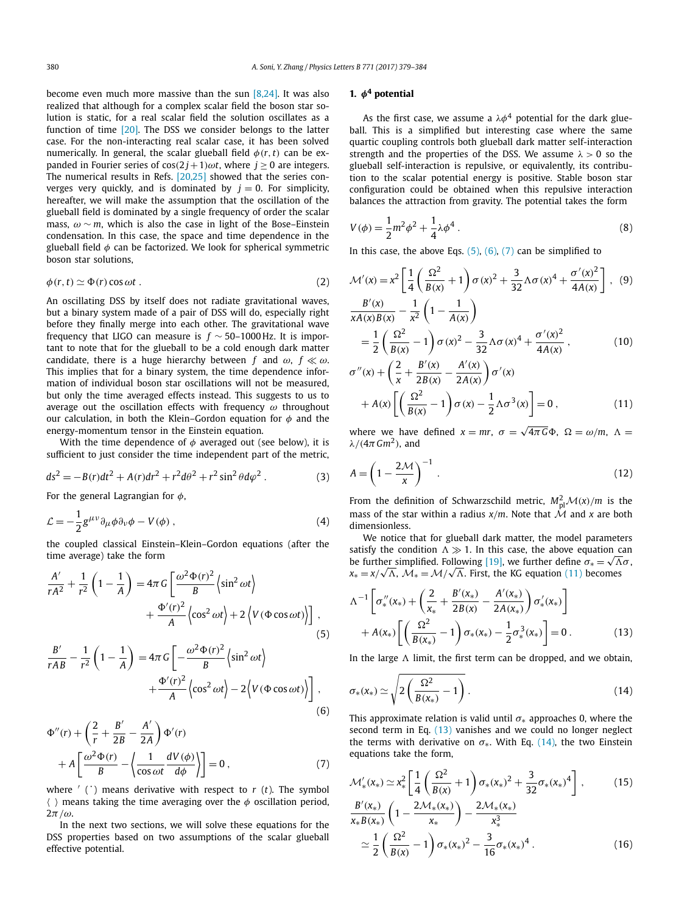become even much more massive than the sun [8,24]. It was also realized that although for a complex scalar field the boson star solution is static, for a real scalar field the solution oscillates as a function of time [20]. The DSS we consider belongs to the latter case. For the non-interacting real scalar case, it has been solved numerically. In general, the scalar glueball field $\phi(r,t)$ can be expanded in Fourier series of $\cos(2j+1)\omega t$, where $j \geq 0$ are integers. The numerical results in Refs. [20,25] showed that the series converges very quickly, and is dominated by $j=0$. For simplicity, hereafter, we will make the assumption that the oscillation of the glueball field is dominated by a single frequency of order the scalar mass, $\omega \sim m$, which is also the case in light of the Bose–Einstein condensation. In this case, the space and time dependence in the glueball field $\phi$ can be factorized. We look for spherical symmetric boson star solutions,

$$\phi(r,t) \simeq \Phi(r)\cos\omega t \, . \tag{2}$$

An oscillating DSS by itself does not radiate gravitational waves, but a binary system made of a pair of DSS will do, especially right before they finally merge into each other. The gravitational wave frequency that LIGO can measure is $f \sim 50$–$1000\,\text{Hz}$. It is important to note that for the glueball to be a cold enough dark matter candidate, there is a huge hierarchy between $f$ and $\omega$, $f \ll \omega$. This implies that for a binary system, the time dependence information of individual boson star oscillations will not be measured, but only the time averaged effects instead. This suggests to us to average out the oscillation effects with frequency $\omega$ throughout our calculation, in both the Klein–Gordon equation for $\phi$ and the energy-momentum tensor in the Einstein equation.

With the time dependence of $\phi$ averaged out (see below), it is sufficient to just consider the time independent part of the metric,

$$ds^2 = -B(r)dt^2 + A(r)dr^2 + r^2 d\theta^2 + r^2 \sin^2\theta d\varphi^2 \, . \tag{3}$$

For the general Lagrangian for $\phi$,

$$\mathcal{L} = -\frac{1}{2} g^{\mu\nu}\partial_\mu\phi\partial_\nu\phi - V(\phi) \, , \tag{4}$$

the coupled classical Einstein–Klein–Gordon equations (after the time average) take the form

$$\frac{A'}{rA^2} + \frac{1}{r^2}\left(1 - \frac{1}{A}\right) = 4\pi G\left[\frac{\omega^2\Phi(r)^2}{B}\left\langle \sin^2\omega t\right\rangle + \frac{\Phi'(r)^2}{A}\left\langle \cos^2\omega t\right\rangle + 2\left\langle V(\Phi\cos\omega t)\right\rangle\right] , \tag{5}$$

$$\frac{B'}{rAB} - \frac{1}{r^2}\left(1 - \frac{1}{A}\right) = 4\pi G\left[-\frac{\omega^2\Phi(r)^2}{B}\left\langle \sin^2\omega t\right\rangle + \frac{\Phi'(r)^2}{A}\left\langle \cos^2\omega t\right\rangle - 2\left\langle V(\Phi\cos\omega t)\right\rangle\right] , \tag{6}$$

$$\Phi''(r) + \left(\frac{2}{r} + \frac{B'}{2B} - \frac{A'}{2A}\right)\Phi'(r) + A\left[\frac{\omega^2\Phi(r)}{B} - \left\langle \frac{1}{\cos\omega t}\frac{dV(\phi)}{d\phi}\right\rangle\right] = 0 \, , \tag{7}$$

where $'$ $(\dot{})$ means derivative with respect to $r$ $(t)$. The symbol $\langle\ \rangle$ means taking the time averaging over the $\phi$ oscillation period, $2\pi/\omega$.

In the next two sections, we will solve these equations for the DSS properties based on two assumptions of the scalar glueball effective potential.

## 1. $\phi^4$ potential

As the first case, we assume a $\lambda\phi^4$ potential for the dark glueball. This is a simplified but interesting case where the same quartic coupling controls both glueball dark matter self-interaction strength and the properties of the DSS. We assume $\lambda > 0$ so the glueball self-interaction is repulsive, or equivalently, its contribution to the scalar potential energy is positive. Stable boson star configuration could be obtained when this repulsive interaction balances the attraction from gravity. The potential takes the form

$$V(\phi) = \frac{1}{2}m^2\phi^2 + \frac{1}{4}\lambda\phi^4 \, . \tag{8}$$

In this case, the above Eqs. (5), (6), (7) can be simplified to

$$\mathcal{M}'(x) = x^2\left[\frac{1}{4}\left(\frac{\Omega^2}{B(x)} + 1\right)\sigma(x)^2 + \frac{3}{32}\Lambda\sigma(x)^4 + \frac{\sigma'(x)^2}{4A(x)}\right] , \tag{9}$$

$$\frac{B'(x)}{xA(x)B(x)} - \frac{1}{x^2}\left(1 - \frac{1}{A(x)}\right) = \frac{1}{2}\left(\frac{\Omega^2}{B(x)} - 1\right)\sigma(x)^2 - \frac{3}{32}\Lambda\sigma(x)^4 + \frac{\sigma'(x)^2}{4A(x)} \, , \tag{10}$$

$$\sigma''(x) + \left(\frac{2}{x} + \frac{B'(x)}{2B(x)} - \frac{A'(x)}{2A(x)}\right)\sigma'(x) + A(x)\left[\left(\frac{\Omega^2}{B(x)} - 1\right)\sigma(x) - \frac{1}{2}\Lambda\sigma^3(x)\right] = 0 \, , \tag{11}$$

where we have defined $x = mr$, $\sigma = \sqrt{4\pi G}\Phi$, $\Omega = \omega/m$, $\Lambda = \lambda/(4\pi G m^2)$, and

$$A = \left(1 - \frac{2\mathcal{M}}{x}\right)^{-1} \, . \tag{12}$$

From the definition of Schwarzschild metric, $M_{\rm pl}^2\mathcal{M}(x)/m$ is the mass of the star within a radius $x/m$. Note that $\mathcal{M}$ and $x$ are both dimensionless.

We notice that for glueball dark matter, the model parameters satisfy the condition $\Lambda \gg 1$. In this case, the above equation can be further simplified. Following [19], we further define $\sigma_* = \sqrt{\Lambda}\sigma$, $x_* = x/\sqrt{\Lambda}$, $\mathcal{M}_* = \mathcal{M}/\sqrt{\Lambda}$. First, the KG equation (11) becomes

$$\Lambda^{-1}\left[\sigma_*''(x_*) + \left(\frac{2}{x_*} + \frac{B'(x_*)}{2B(x)} - \frac{A'(x_*)}{2A(x_*)}\right)\sigma_*'(x_*)\right] + A(x_*)\left[\left(\frac{\Omega^2}{B(x_*)} - 1\right)\sigma_*(x_*) - \frac{1}{2}\sigma_*^3(x_*)\right] = 0 \, . \tag{13}$$

In the large $\Lambda$ limit, the first term can be dropped, and we obtain,

$$\sigma_*(x_*) \simeq \sqrt{2\left(\frac{\Omega^2}{B(x_*)} - 1\right)} \, . \tag{14}$$

This approximate relation is valid until $\sigma_*$ approaches 0, where the second term in Eq. (13) vanishes and we could no longer neglect the terms with derivative on $\sigma_*$. With Eq. (14), the two Einstein equations take the form,

$$\mathcal{M}_*'(x_*) \simeq x_*^2\left[\frac{1}{4}\left(\frac{\Omega^2}{B(x)} + 1\right)\sigma_*(x_*)^2 + \frac{3}{32}\sigma_*(x_*)^4\right] , \tag{15}$$

$$\frac{B'(x_*)}{x_*B(x_*)}\left(1 - \frac{2\mathcal{M}_*(x_*)}{x_*}\right) - \frac{2\mathcal{M}_*(x_*)}{x_*^3} \simeq \frac{1}{2}\left(\frac{\Omega^2}{B(x)} - 1\right)\sigma_*(x_*)^2 - \frac{3}{16}\sigma_*(x_*)^4 \, . \tag{16}$$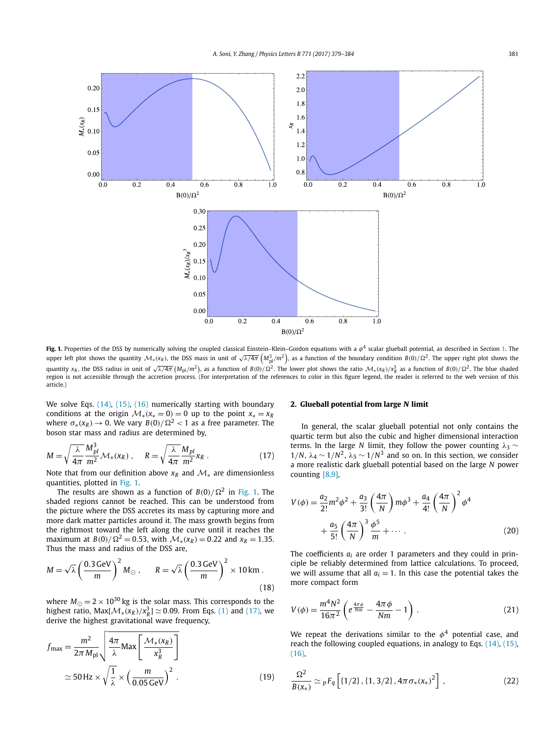**Fig. 1.** Properties of the DSS by numerically solving the coupled classical Einstein–Klein–Gordon equations with a $\phi^4$ scalar glueball potential, as described in Section 1. The upper left plot shows the quantity $\mathcal{M}_*(x_R)$, the DSS mass in unit of $\sqrt{\lambda/4\pi}\left(M_{\rm pl}^3/m^2\right)$, as a function of the boundary condition $B(0)/\Omega^2$. The upper right plot shows the quantity $x_R$, the DSS radius in unit of $\sqrt{\lambda/4\pi}\left(M_{\rm pl}/m^2\right)$, as a function of $B(0)/\Omega^2$. The lower plot shows the ratio $\mathcal{M}_*(x_R)/x_R^3$ as a function of $B(0)/\Omega^2$. The blue shaded region is not accessible through the accretion process. (For interpretation of the references to color in this figure legend, the reader is referred to the web version of this article.)

We solve Eqs. (14), (15), (16) numerically starting with boundary conditions at the origin $\mathcal{M}_*(x_*=0)=0$ up to the point $x_*=x_R$ where $\sigma_*(x_R)\to 0$. We vary $B(0)/\Omega^2<1$ as a free parameter. The boson star mass and radius are determined by,

$$M=\sqrt{\frac{\lambda}{4\pi}}\frac{M_{pl}^3}{m^2}\mathcal{M}_*(x_R)\,,\qquad R=\sqrt{\frac{\lambda}{4\pi}}\frac{M_{pl}}{m^2}x_R\,. \tag{17}$$

Note that from our definition above $x_R$ and $\mathcal{M}_*$ are dimensionless quantities, plotted in Fig. 1.

The results are shown as a function of $B(0)/\Omega^2$ in Fig. 1. The shaded regions cannot be reached. This can be understood from the picture where the DSS accretes its mass by capturing more and more dark matter particles around it. The mass growth begins from the rightmost toward the left along the curve until it reaches the maximum at $B(0)/\Omega^2=0.53$, with $\mathcal{M}_*(x_R)=0.22$ and $x_R=1.35$. Thus the mass and radius of the DSS are,

$$M=\sqrt{\lambda}\left(\frac{0.3\,\text{GeV}}{m}\right)^2 M_\odot\,,\qquad R=\sqrt{\lambda}\left(\frac{0.3\,\text{GeV}}{m}\right)^2\times 10\,\text{km}\,. \tag{18}$$

where $M_\odot=2\times10^{30}$ kg is the solar mass. This corresponds to the highest ratio, $\text{Max}[\mathcal{M}_*(x_R)/x_R^3]\simeq 0.09$. From Eqs. (1) and (17), we derive the highest gravitational wave frequency,

$$f_{\max}=\frac{m^2}{2\pi M_{\rm pl}}\sqrt{\frac{4\pi}{\lambda}\text{Max}\left[\frac{\mathcal{M}_*(x_R)}{x_R^3}\right]}\simeq 50\,\text{Hz}\times\sqrt{\frac{1}{\lambda}}\times\left(\frac{m}{0.05\,\text{GeV}}\right)^2\,. \tag{19}$$

## 2. Glueball potential from large $N$ limit

In general, the scalar glueball potential not only contains the quartic term but also the cubic and higher dimensional interaction terms. In the large $N$ limit, they follow the power counting $\lambda_3\sim 1/N$, $\lambda_4\sim 1/N^2$, $\lambda_5\sim 1/N^3$ and so on. In this section, we consider a more realistic dark glueball potential based on the large $N$ power counting [8,9],

$$V(\phi)=\frac{a_2}{2!}m^2\phi^2+\frac{a_3}{3!}\left(\frac{4\pi}{N}\right)m\phi^3+\frac{a_4}{4!}\left(\frac{4\pi}{N}\right)^2\phi^4+\frac{a_5}{5!}\left(\frac{4\pi}{N}\right)^3\frac{\phi^5}{m}+\cdots\,. \tag{20}$$

The coefficients $a_i$ are order 1 parameters and they could in principle be reliably determined from lattice calculations. To proceed, we will assume that all $a_i=1$. In this case the potential takes the more compact form

$$V(\phi)=\frac{m^4N^2}{16\pi^2}\left(e^{\frac{4\pi\phi}{Nm}}-\frac{4\pi\phi}{Nm}-1\right)\,. \tag{21}$$

We repeat the derivations similar to the $\phi^4$ potential case, and reach the following coupled equations, in analogy to Eqs. (14), (15), (16),

$$\frac{\Omega^2}{B(x_*)}\simeq {}_pF_q\left[\{1/2\},\{1,3/2\},4\pi\sigma_*(x_*)^2\right]\,, \tag{22}$$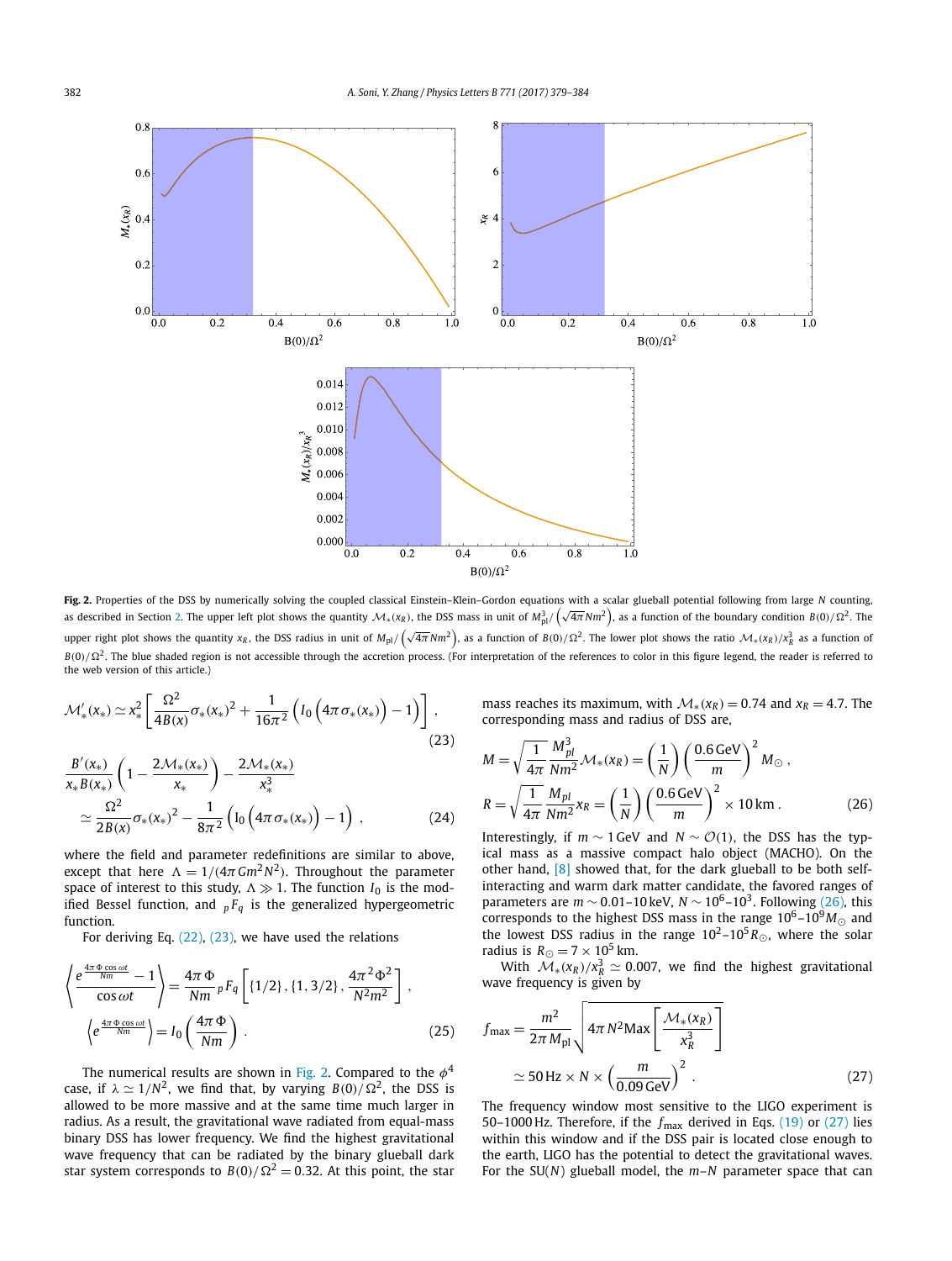**Fig. 2.** Properties of the DSS by numerically solving the coupled classical Einstein–Klein–Gordon equations with a scalar glueball potential following from large $N$ counting, as described in Section 2. The upper left plot shows the quantity $\mathcal{M}_*(x_R)$, the DSS mass in unit of $M_{\rm pl}^3/\left(\sqrt{4\pi}Nm^2\right)$, as a function of the boundary condition $B(0)/\Omega^2$. The upper right plot shows the quantity $x_R$, the DSS radius in unit of $M_{\rm pl}/\left(\sqrt{4\pi}Nm^2\right)$, as a function of $B(0)/\Omega^2$. The lower plot shows the ratio $\mathcal{M}_*(x_R)/x_R^3$ as a function of $B(0)/\Omega^2$. The blue shaded region is not accessible through the accretion process. (For interpretation of the references to color in this figure legend, the reader is referred to the web version of this article.)

$$\mathcal{M}_*'(x_*) \simeq x_*^2\left[\frac{\Omega^2}{4B(x)}\sigma_*(x_*)^2 + \frac{1}{16\pi^2}\left(I_0\left(4\pi\sigma_*(x_*)\right)-1\right)\right], \tag{23}$$

$$\frac{B'(x_*)}{x_*B(x_*)}\left(1-\frac{2\mathcal{M}_*(x_*)}{x_*}\right)-\frac{2\mathcal{M}_*(x_*)}{x_*^3} \simeq \frac{\Omega^2}{2B(x)}\sigma_*(x_*)^2 - \frac{1}{8\pi^2}\left(I_0\left(4\pi\sigma_*(x_*)\right)-1\right), \tag{24}$$

where the field and parameter redefinitions are similar to above, except that here $\Lambda = 1/(4\pi G m^2 N^2)$. Throughout the parameter space of interest to this study, $\Lambda \gg 1$. The function $I_0$ is the modified Bessel function, and ${}_pF_q$ is the generalized hypergeometric function.

For deriving Eq. (22), (23), we have used the relations

$$\left\langle \frac{e^{\frac{4\pi\Phi\cos\omega t}{Nm}}-1}{\cos\omega t}\right\rangle = \frac{4\pi\Phi}{Nm}\,{}_pF_q\left[\{1/2\},\{1,3/2\},\frac{4\pi^2\Phi^2}{N^2m^2}\right],$$
$$\left\langle e^{\frac{4\pi\Phi\cos\omega t}{Nm}}\right\rangle = I_0\left(\frac{4\pi\Phi}{Nm}\right). \tag{25}$$

The numerical results are shown in Fig. 2. Compared to the $\phi^4$ case, if $\lambda \simeq 1/N^2$, we find that, by varying $B(0)/\Omega^2$, the DSS is allowed to be more massive and at the same time much larger in radius. As a result, the gravitational wave radiated from equal-mass binary DSS has lower frequency. We find the highest gravitational wave frequency that can be radiated by the binary glueball dark star system corresponds to $B(0)/\Omega^2 = 0.32$. At this point, the star mass reaches its maximum, with $\mathcal{M}_*(x_R) = 0.74$ and $x_R = 4.7$. The corresponding mass and radius of DSS are,

$$M = \sqrt{\frac{1}{4\pi}}\frac{M_{pl}^3}{Nm^2}\mathcal{M}_*(x_R) = \left(\frac{1}{N}\right)\left(\frac{0.6\,\mathrm{GeV}}{m}\right)^2 M_\odot,$$
$$R = \sqrt{\frac{1}{4\pi}}\frac{M_{pl}}{Nm^2}x_R = \left(\frac{1}{N}\right)\left(\frac{0.6\,\mathrm{GeV}}{m}\right)^2 \times 10\,\mathrm{km}. \tag{26}$$

Interestingly, if $m \sim 1\,\mathrm{GeV}$ and $N \sim \mathcal{O}(1)$, the DSS has the typical mass as a massive compact halo object (MACHO). On the other hand, [8] showed that, for the dark glueball to be both self-interacting and warm dark matter candidate, the favored ranges of parameters are $m \sim 0.01$–$10\,\mathrm{keV}$, $N \sim 10^6$–$10^3$. Following (26), this corresponds to the highest DSS mass in the range $10^6$–$10^9 M_\odot$ and the lowest DSS radius in the range $10^2$–$10^5 R_\odot$, where the solar radius is $R_\odot = 7\times 10^5$ km.

With $\mathcal{M}_*(x_R)/x_R^3 \simeq 0.007$, we find the highest gravitational wave frequency is given by

$$f_{\max} = \frac{m^2}{2\pi M_{\rm pl}}\sqrt{4\pi N^2 \mathrm{Max}\left[\frac{\mathcal{M}_*(x_R)}{x_R^3}\right]} \simeq 50\,\mathrm{Hz}\times N \times \left(\frac{m}{0.09\,\mathrm{GeV}}\right)^2. \tag{27}$$

The frequency window most sensitive to the LIGO experiment is 50–1000 Hz. Therefore, if the $f_{\max}$ derived in Eqs. (19) or (27) lies within this window and if the DSS pair is located close enough to the earth, LIGO has the potential to detect the gravitational waves. For the SU($N$) glueball model, the $m$–$N$ parameter space that can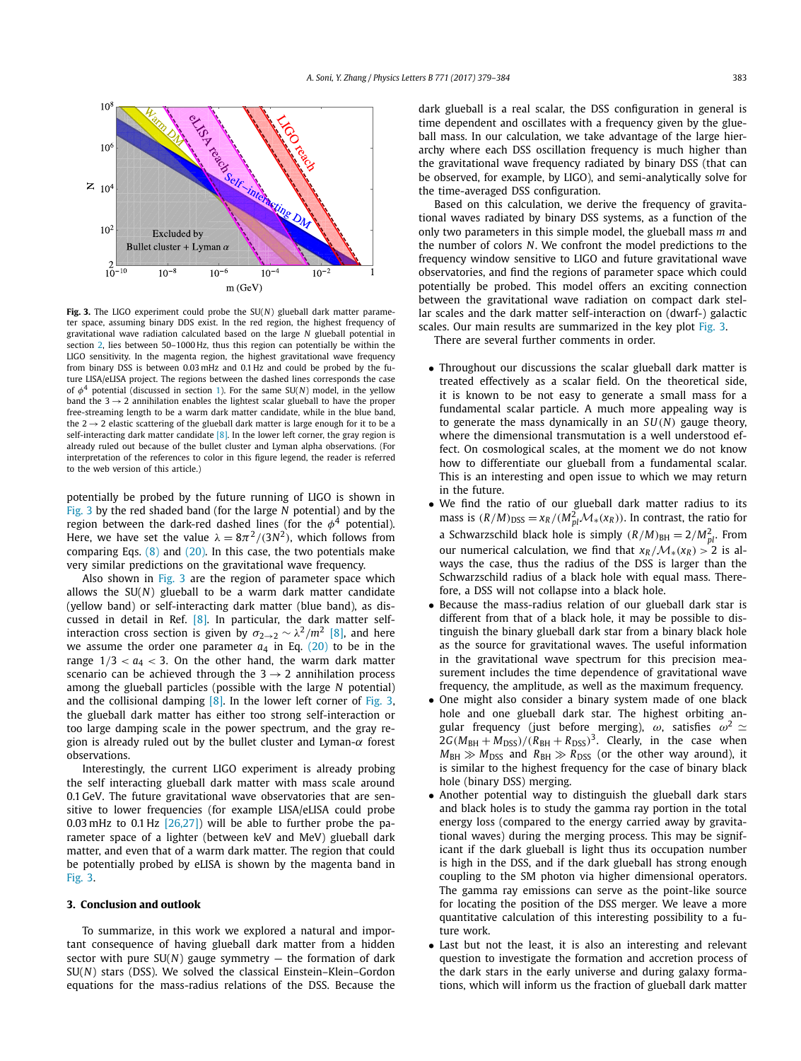$10^8$

$10^6$

$N$ $10^4$

$10^2$

$2$

$10^{-10}$ $10^{-8}$ $10^{-6}$ $10^{-4}$ $10^{-2}$ $1$

m (GeV)

Warm DM

eLISA reach

LIGO reach

Self-interacting DM

Excluded by
Bullet cluster + Lyman $\alpha$

**Fig. 3.** The LIGO experiment could probe the SU($N$) glueball dark matter parameter space, assuming binary DDS exist. In the red region, the highest frequency of gravitational wave radiation calculated based on the large $N$ glueball potential in section 2, lies between 50–1000 Hz, thus this region can potentially be within the LIGO sensitivity. In the magenta region, the highest gravitational wave frequency from binary DSS is between 0.03 mHz and 0.1 Hz and could be probed by the future LISA/eLISA project. The regions between the dashed lines corresponds the case of $\phi^4$ potential (discussed in section 1). For the same SU($N$) model, in the yellow band the $3 \to 2$ annihilation enables the lightest scalar glueball to have the proper free-streaming length to be a warm dark matter candidate, while in the blue band, the $2 \to 2$ elastic scattering of the glueball dark matter is large enough for it to be a self-interacting dark matter candidate [8]. In the lower left corner, the gray region is already ruled out because of the bullet cluster and Lyman alpha observations. (For interpretation of the references to color in this figure legend, the reader is referred to the web version of this article.)

potentially be probed by the future running of LIGO is shown in Fig. 3 by the red shaded band (for the large $N$ potential) and by the region between the dark-red dashed lines (for the $\phi^4$ potential). Here, we have set the value $\lambda = 8\pi^2/(3N^2)$, which follows from comparing Eqs. (8) and (20). In this case, the two potentials make very similar predictions on the gravitational wave frequency.

Also shown in Fig. 3 are the region of parameter space which allows the SU($N$) glueball to be a warm dark matter candidate (yellow band) or self-interacting dark matter (blue band), as discussed in detail in Ref. [8]. In particular, the dark matter self-interaction cross section is given by $\sigma_{2\to 2} \sim \lambda^2/m^2$ [8], and here we assume the order one parameter $a_4$ in Eq. (20) to be in the range $1/3 < a_4 < 3$. On the other hand, the warm dark matter scenario can be achieved through the $3 \to 2$ annihilation process among the glueball particles (possible with the large $N$ potential) and the collisional damping [8]. In the lower left corner of Fig. 3, the glueball dark matter has either too strong self-interaction or too large damping scale in the power spectrum, and the gray region is already ruled out by the bullet cluster and Lyman-$\alpha$ forest observations.

Interestingly, the current LIGO experiment is already probing the self interacting glueball dark matter with mass scale around 0.1 GeV. The future gravitational wave observatories that are sensitive to lower frequencies (for example LISA/eLISA could probe 0.03 mHz to 0.1 Hz [26,27]) will be able to further probe the parameter space of a lighter (between keV and MeV) glueball dark matter, and even that of a warm dark matter. The region that could be potentially probed by eLISA is shown by the magenta band in Fig. 3.

## 3. Conclusion and outlook

To summarize, in this work we explored a natural and important consequence of having glueball dark matter from a hidden sector with pure SU($N$) gauge symmetry — the formation of dark SU($N$) stars (DSS). We solved the classical Einstein–Klein–Gordon equations for the mass-radius relations of the DSS. Because the dark glueball is a real scalar, the DSS configuration in general is time dependent and oscillates with a frequency given by the glueball mass. In our calculation, we take advantage of the large hierarchy where each DSS oscillation frequency is much higher than the gravitational wave frequency radiated by binary DSS (that can be observed, for example, by LIGO), and semi-analytically solve for the time-averaged DSS configuration.

Based on this calculation, we derive the frequency of gravitational waves radiated by binary DSS systems, as a function of the only two parameters in this simple model, the glueball mass $m$ and the number of colors $N$. We confront the model predictions to the frequency window sensitive to LIGO and future gravitational wave observatories, and find the regions of parameter space which could potentially be probed. This model offers an exciting connection between the gravitational wave radiation on compact dark stellar scales and the dark matter self-interaction on (dwarf-) galactic scales. Our main results are summarized in the key plot Fig. 3.

There are several further comments in order.

- Throughout our discussions the scalar glueball dark matter is treated effectively as a scalar field. On the theoretical side, it is known to be not easy to generate a small mass for a fundamental scalar particle. A much more appealing way is to generate the mass dynamically in an $SU(N)$ gauge theory, where the dimensional transmutation is a well understood effect. On cosmological scales, at the moment we do not know how to differentiate our glueball from a fundamental scalar. This is an interesting and open issue to which we may return in the future.
- We find the ratio of our glueball dark matter radius to its mass is $(R/M)_{\rm DSS} = x_R/(M_{pl}^2 \mathcal{M}_*(x_R))$. In contrast, the ratio for a Schwarzschild black hole is simply $(R/M)_{\rm BH} = 2/M_{pl}^2$. From our numerical calculation, we find that $x_R/\mathcal{M}_*(x_R) > 2$ is always the case, thus the radius of the DSS is larger than the Schwarzschild radius of a black hole with equal mass. Therefore, a DSS will not collapse into a black hole.
- Because the mass-radius relation of our glueball dark star is different from that of a black hole, it may be possible to distinguish the binary glueball dark star from a binary black hole as the source for gravitational waves. The useful information in the gravitational wave spectrum for this precision measurement includes the time dependence of gravitational wave frequency, the amplitude, as well as the maximum frequency.
- One might also consider a binary system made of one black hole and one glueball dark star. The highest orbiting angular frequency (just before merging), $\omega$, satisfies $\omega^2 \simeq 2G(M_{\rm BH} + M_{\rm DSS})/(R_{\rm BH} + R_{\rm DSS})^3$. Clearly, in the case when $M_{\rm BH} \gg M_{\rm DSS}$ and $R_{\rm BH} \gg R_{\rm DSS}$ (or the other way around), it is similar to the highest frequency for the case of binary black hole (binary DSS) merging.
- Another potential way to distinguish the glueball dark stars and black holes is to study the gamma ray portion in the total energy loss (compared to the energy carried away by gravitational waves) during the merging process. This may be significant if the dark glueball is light thus its occupation number is high in the DSS, and if the dark glueball has strong enough coupling to the SM photon via higher dimensional operators. The gamma ray emissions can serve as the point-like source for locating the position of the DSS merger. We leave a more quantitative calculation of this interesting possibility to a future work.
- Last but not the least, it is also an interesting and relevant question to investigate the formation and accretion process of the dark stars in the early universe and during galaxy formations, which will inform us the fraction of glueball dark matter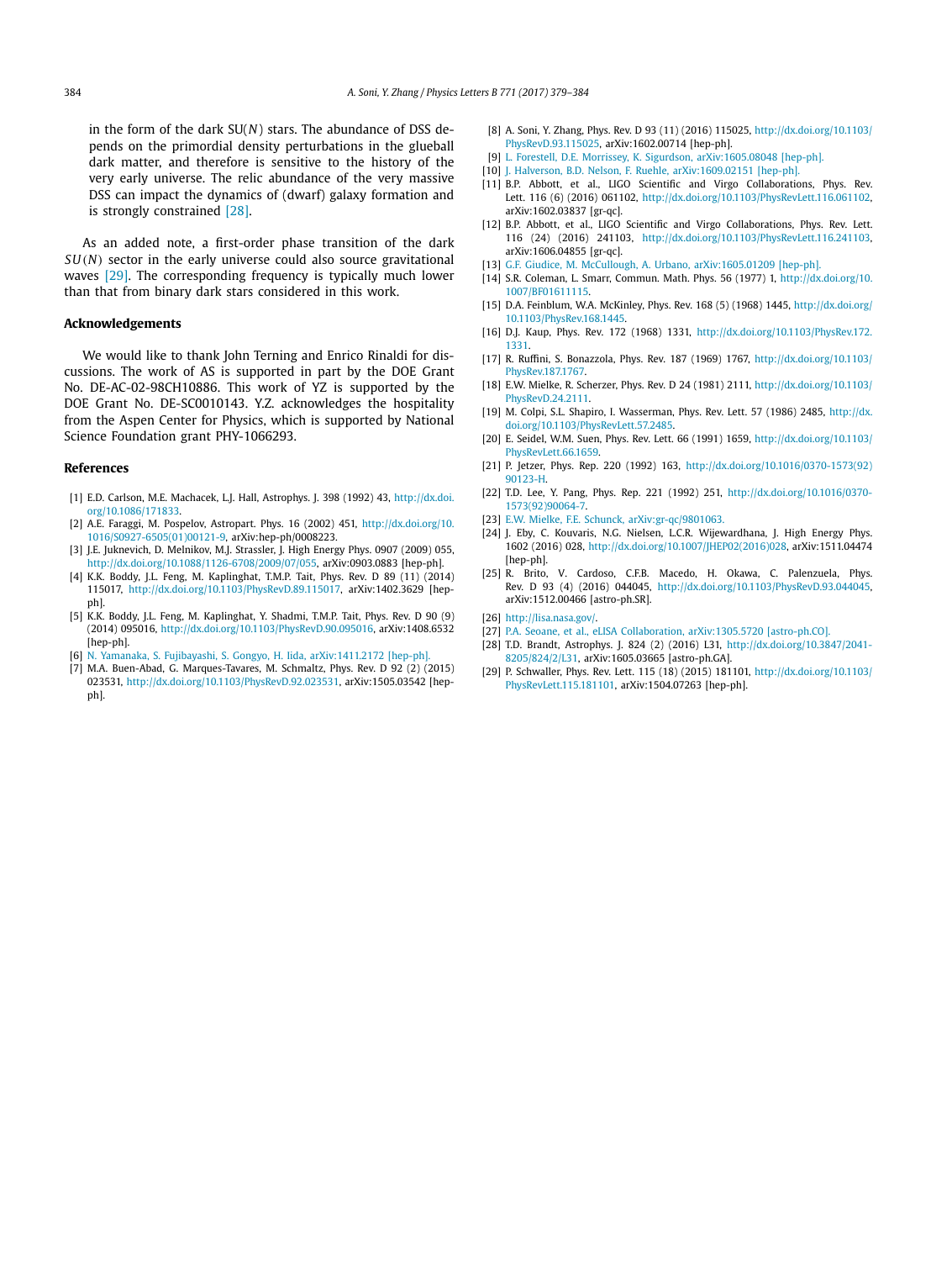in the form of the dark SU($N$) stars. The abundance of DSS depends on the primordial density perturbations in the glueball dark matter, and therefore is sensitive to the history of the very early universe. The relic abundance of the very massive DSS can impact the dynamics of (dwarf) galaxy formation and is strongly constrained [28].

As an added note, a first-order phase transition of the dark $SU(N)$ sector in the early universe could also source gravitational waves [29]. The corresponding frequency is typically much lower than that from binary dark stars considered in this work.

## Acknowledgements

We would like to thank John Terning and Enrico Rinaldi for discussions. The work of AS is supported in part by the DOE Grant No. DE-AC-02-98CH10886. This work of YZ is supported by the DOE Grant No. DE-SC0010143. Y.Z. acknowledges the hospitality from the Aspen Center for Physics, which is supported by National Science Foundation grant PHY-1066293.

## References

[1] E.D. Carlson, M.E. Machacek, L.J. Hall, Astrophys. J. 398 (1992) 43, http://dx.doi.org/10.1086/171833.

[2] A.E. Faraggi, M. Pospelov, Astropart. Phys. 16 (2002) 451, http://dx.doi.org/10.1016/S0927-6505(01)00121-9, arXiv:hep-ph/0008223.

[3] J.E. Juknevich, D. Melnikov, M.J. Strassler, J. High Energy Phys. 0907 (2009) 055, http://dx.doi.org/10.1088/1126-6708/2009/07/055, arXiv:0903.0883 [hep-ph].

[4] K.K. Boddy, J.L. Feng, M. Kaplinghat, T.M.P. Tait, Phys. Rev. D 89 (11) (2014) 115017, http://dx.doi.org/10.1103/PhysRevD.89.115017, arXiv:1402.3629 [hep-ph].

[5] K.K. Boddy, J.L. Feng, M. Kaplinghat, Y. Shadmi, T.M.P. Tait, Phys. Rev. D 90 (9) (2014) 095016, http://dx.doi.org/10.1103/PhysRevD.90.095016, arXiv:1408.6532 [hep-ph].

[6] N. Yamanaka, S. Fujibayashi, S. Gongyo, H. Iida, arXiv:1411.2172 [hep-ph].

[7] M.A. Buen-Abad, G. Marques-Tavares, M. Schmaltz, Phys. Rev. D 92 (2) (2015) 023531, http://dx.doi.org/10.1103/PhysRevD.92.023531, arXiv:1505.03542 [hep-ph].

[8] A. Soni, Y. Zhang, Phys. Rev. D 93 (11) (2016) 115025, http://dx.doi.org/10.1103/PhysRevD.93.115025, arXiv:1602.00714 [hep-ph].

[9] L. Forestell, D.E. Morrissey, K. Sigurdson, arXiv:1605.08048 [hep-ph].

[10] J. Halverson, B.D. Nelson, F. Ruehle, arXiv:1609.02151 [hep-ph].

[11] B.P. Abbott, et al., LIGO Scientific and Virgo Collaborations, Phys. Rev. Lett. 116 (6) (2016) 061102, http://dx.doi.org/10.1103/PhysRevLett.116.061102, arXiv:1602.03837 [gr-qc].

[12] B.P. Abbott, et al., LIGO Scientific and Virgo Collaborations, Phys. Rev. Lett. 116 (24) (2016) 241103, http://dx.doi.org/10.1103/PhysRevLett.116.241103, arXiv:1606.04855 [gr-qc].

[13] G.F. Giudice, M. McCullough, A. Urbano, arXiv:1605.01209 [hep-ph].

[14] S.R. Coleman, L. Smarr, Commun. Math. Phys. 56 (1977) 1, http://dx.doi.org/10.1007/BF01611115.

[15] D.A. Feinblum, W.A. McKinley, Phys. Rev. 168 (5) (1968) 1445, http://dx.doi.org/10.1103/PhysRev.168.1445.

[16] D.J. Kaup, Phys. Rev. 172 (1968) 1331, http://dx.doi.org/10.1103/PhysRev.172.1331.

[17] R. Ruffini, S. Bonazzola, Phys. Rev. 187 (1969) 1767, http://dx.doi.org/10.1103/PhysRev.187.1767.

[18] E.W. Mielke, R. Scherzer, Phys. Rev. D 24 (1981) 2111, http://dx.doi.org/10.1103/PhysRevD.24.2111.

[19] M. Colpi, S.L. Shapiro, I. Wasserman, Phys. Rev. Lett. 57 (1986) 2485, http://dx.doi.org/10.1103/PhysRevLett.57.2485.

[20] E. Seidel, W.M. Suen, Phys. Rev. Lett. 66 (1991) 1659, http://dx.doi.org/10.1103/PhysRevLett.66.1659.

[21] P. Jetzer, Phys. Rep. 220 (1992) 163, http://dx.doi.org/10.1016/0370-1573(92)90123-H.

[22] T.D. Lee, Y. Pang, Phys. Rep. 221 (1992) 251, http://dx.doi.org/10.1016/0370-1573(92)90064-7.

[23] E.W. Mielke, F.E. Schunck, arXiv:gr-qc/9801063.

[24] J. Eby, C. Kouvaris, N.G. Nielsen, L.C.R. Wijewardhana, J. High Energy Phys. 1602 (2016) 028, http://dx.doi.org/10.1007/JHEP02(2016)028, arXiv:1511.04474 [hep-ph].

[25] R. Brito, V. Cardoso, C.F.B. Macedo, H. Okawa, C. Palenzuela, Phys. Rev. D 93 (4) (2016) 044045, http://dx.doi.org/10.1103/PhysRevD.93.044045, arXiv:1512.00466 [astro-ph.SR].

[26] http://lisa.nasa.gov/.

[27] P.A. Seoane, et al., eLISA Collaboration, arXiv:1305.5720 [astro-ph.CO].

[28] T.D. Brandt, Astrophys. J. 824 (2) (2016) L31, http://dx.doi.org/10.3847/2041-8205/824/2/L31, arXiv:1605.03665 [astro-ph.GA].

[29] P. Schwaller, Phys. Rev. Lett. 115 (18) (2015) 181101, http://dx.doi.org/10.1103/PhysRevLett.115.181101, arXiv:1504.07263 [hep-ph].